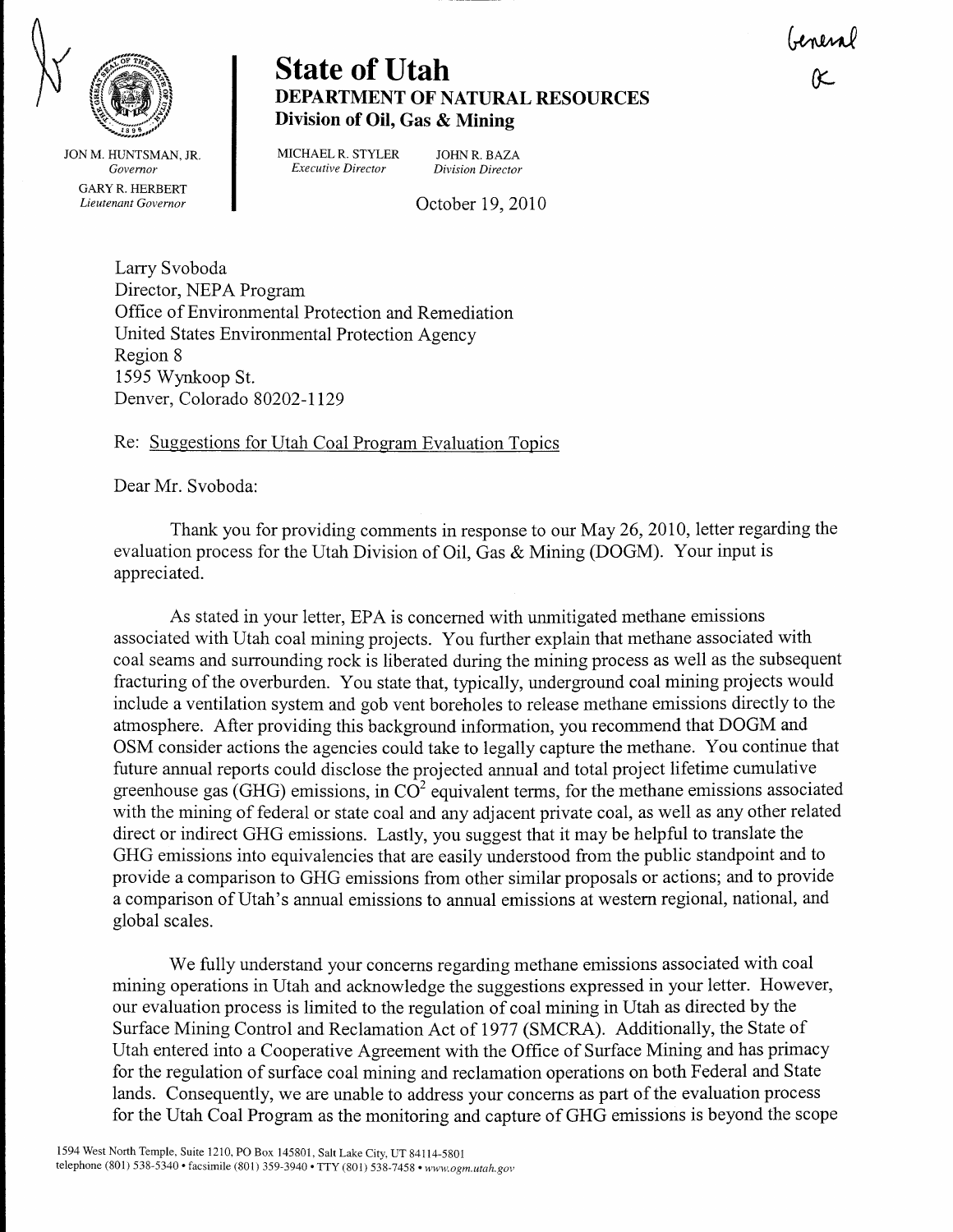General
K

# State of Utah
## DEPARTMENT OF NATURAL RESOURCES
### Division of Oil, Gas & Mining

JON M. HUNTSMAN, JR.
*Governor*

GARY R. HERBERT
*Lieutenant Governor*

MICHAEL R. STYLER
*Executive Director*

JOHN R. BAZA
*Division Director*

October 19, 2010

Larry Svoboda
Director, NEPA Program
Office of Environmental Protection and Remediation
United States Environmental Protection Agency
Region 8
1595 Wynkoop St.
Denver, Colorado 80202-1129

Re: Suggestions for Utah Coal Program Evaluation Topics

Dear Mr. Svoboda:

Thank you for providing comments in response to our May 26, 2010, letter regarding the evaluation process for the Utah Division of Oil, Gas & Mining (DOGM). Your input is appreciated.

As stated in your letter, EPA is concerned with unmitigated methane emissions associated with Utah coal mining projects. You further explain that methane associated with coal seams and surrounding rock is liberated during the mining process as well as the subsequent fracturing of the overburden. You state that, typically, underground coal mining projects would include a ventilation system and gob vent boreholes to release methane emissions directly to the atmosphere. After providing this background information, you recommend that DOGM and OSM consider actions the agencies could take to legally capture the methane. You continue that future annual reports could disclose the projected annual and total project lifetime cumulative greenhouse gas (GHG) emissions, in $CO^2$ equivalent terms, for the methane emissions associated with the mining of federal or state coal and any adjacent private coal, as well as any other related direct or indirect GHG emissions. Lastly, you suggest that it may be helpful to translate the GHG emissions into equivalencies that are easily understood from the public standpoint and to provide a comparison to GHG emissions from other similar proposals or actions; and to provide a comparison of Utah's annual emissions to annual emissions at western regional, national, and global scales.

We fully understand your concerns regarding methane emissions associated with coal mining operations in Utah and acknowledge the suggestions expressed in your letter. However, our evaluation process is limited to the regulation of coal mining in Utah as directed by the Surface Mining Control and Reclamation Act of 1977 (SMCRA). Additionally, the State of Utah entered into a Cooperative Agreement with the Office of Surface Mining and has primacy for the regulation of surface coal mining and reclamation operations on both Federal and State lands. Consequently, we are unable to address your concerns as part of the evaluation process for the Utah Coal Program as the monitoring and capture of GHG emissions is beyond the scope

1594 West North Temple, Suite 1210, PO Box 145801, Salt Lake City, UT 84114-5801
telephone (801) 538-5340 • facsimile (801) 359-3940 • TTY (801) 538-7458 • *www.ogm.utah.gov*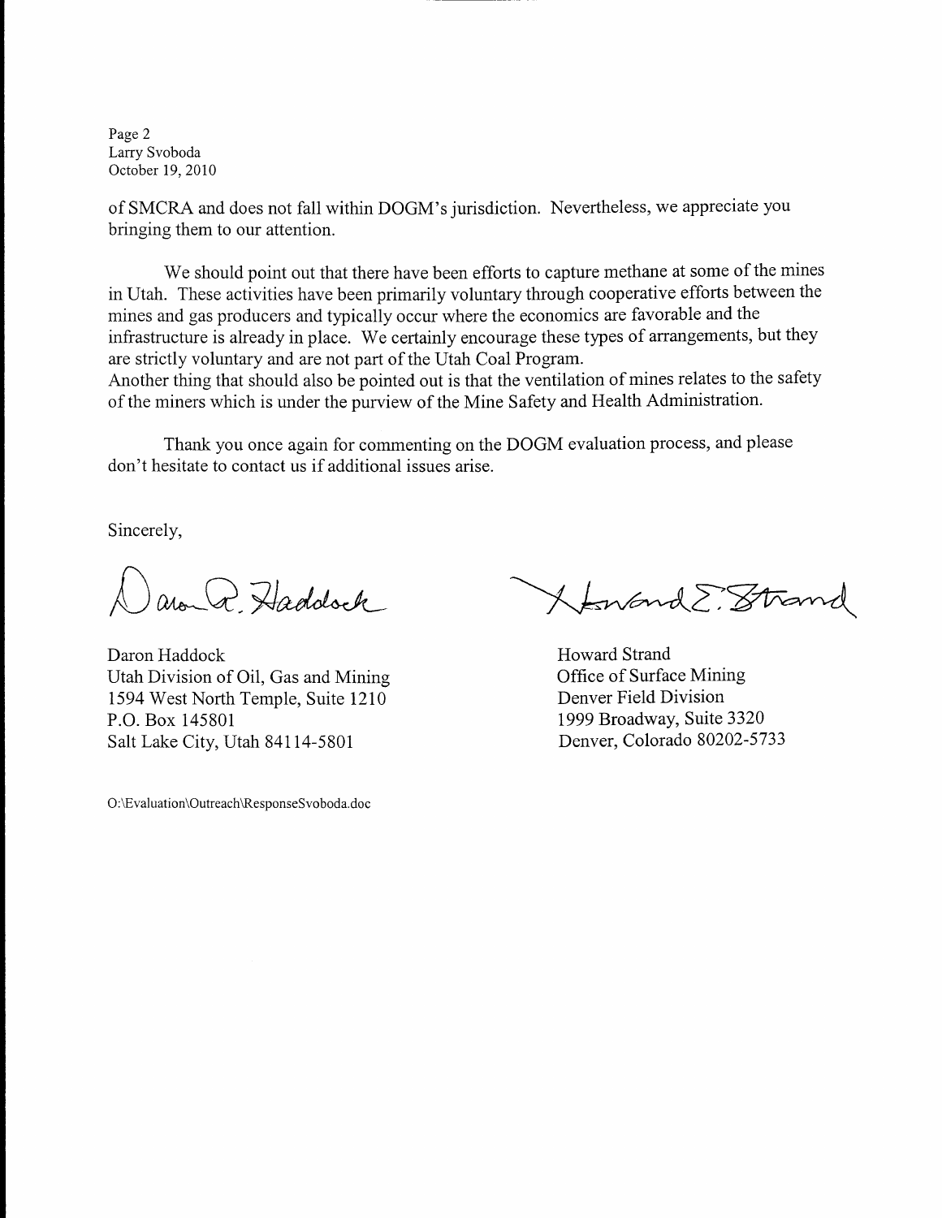of SMCRA and does not fall within DOGM's jurisdiction. Nevertheless, we appreciate you bringing them to our attention.

We should point out that there have been efforts to capture methane at some of the mines in Utah. These activities have been primarily voluntary through cooperative efforts between the mines and gas producers and typically occur where the economics are favorable and the infrastructure is already in place. We certainly encourage these types of arrangements, but they are strictly voluntary and are not part of the Utah Coal Program.

Another thing that should also be pointed out is that the ventilation of mines relates to the safety of the miners which is under the purview of the Mine Safety and Health Administration.

Thank you once again for commenting on the DOGM evaluation process, and please don't hesitate to contact us if additional issues arise.

Sincerely,

Daron Haddock
Utah Division of Oil, Gas and Mining
1594 West North Temple, Suite 1210
P.O. Box 145801
Salt Lake City, Utah 84114-5801

Howard Strand
Office of Surface Mining
Denver Field Division
1999 Broadway, Suite 3320
Denver, Colorado 80202-5733

O:\Evaluation\Outreach\ResponseSvoboda.doc